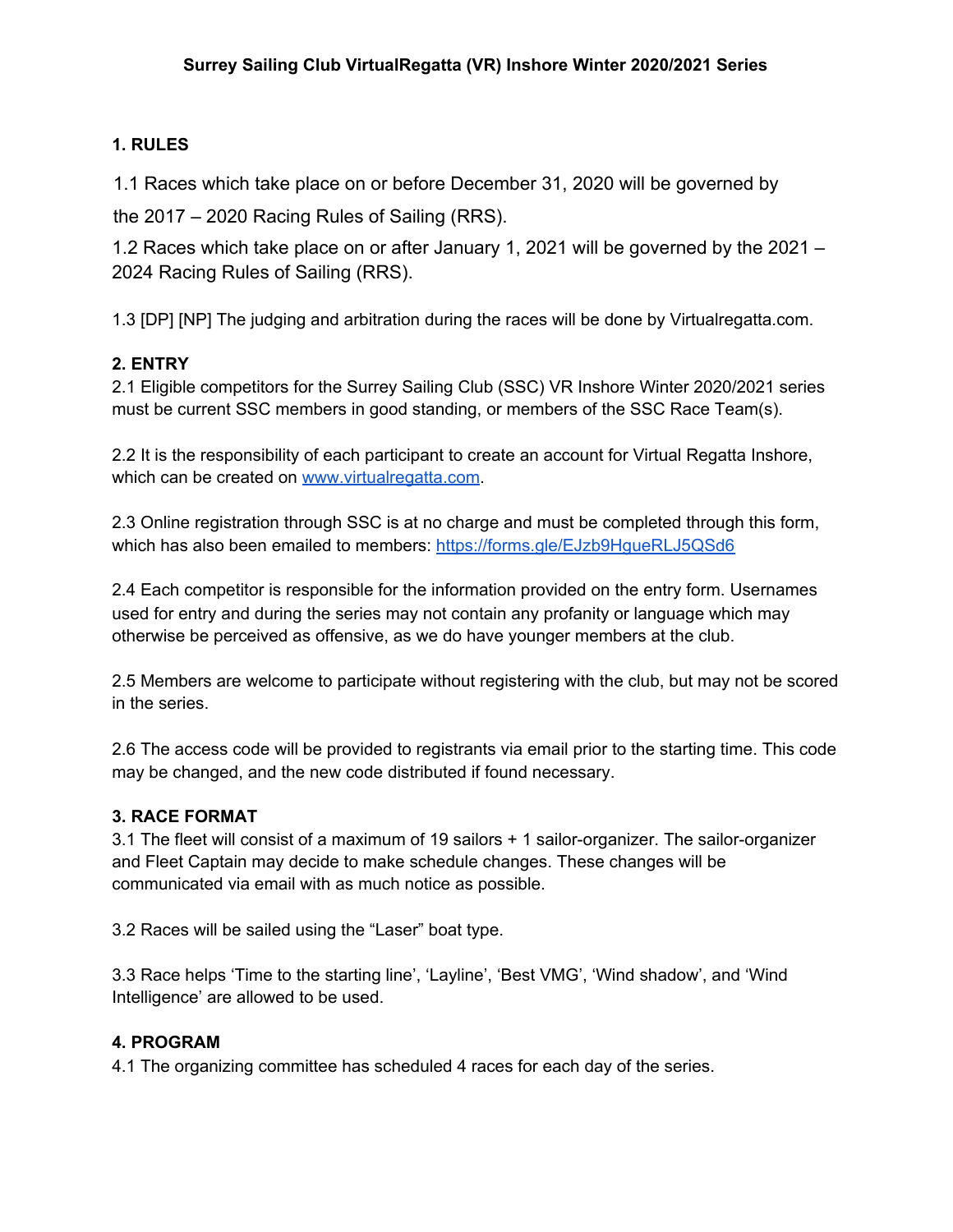# Surrey Sailing Club VirtualRegatta (VR) Inshore Winter 2020/2021 Series

## 1. RULES

1.1 Races which take place on or before December 31, 2020 will be governed by the 2017 – 2020 Racing Rules of Sailing (RRS).

1.2 Races which take place on or after January 1, 2021 will be governed by the 2021 – 2024 Racing Rules of Sailing (RRS).

1.3 [DP] [NP] The judging and arbitration during the races will be done by Virtualregatta.com.

## 2. ENTRY

2.1 Eligible competitors for the Surrey Sailing Club (SSC) VR Inshore Winter 2020/2021 series must be current SSC members in good standing, or members of the SSC Race Team(s).

2.2 It is the responsibility of each participant to create an account for Virtual Regatta Inshore, which can be created on [www.virtualregatta.com](http://www.virtualregatta.com).

2.3 Online registration through SSC is at no charge and must be completed through this form, which has also been emailed to members: [https://forms.gle/EJzb9HgueRLJ5QSd6](https://forms.gle/EJzb9HgueRLJ5QSd6)

2.4 Each competitor is responsible for the information provided on the entry form. Usernames used for entry and during the series may not contain any profanity or language which may otherwise be perceived as offensive, as we do have younger members at the club.

2.5 Members are welcome to participate without registering with the club, but may not be scored in the series.

2.6 The access code will be provided to registrants via email prior to the starting time. This code may be changed, and the new code distributed if found necessary.

## 3. RACE FORMAT

3.1 The fleet will consist of a maximum of 19 sailors + 1 sailor-organizer. The sailor-organizer and Fleet Captain may decide to make schedule changes. These changes will be communicated via email with as much notice as possible.

3.2 Races will be sailed using the "Laser" boat type.

3.3 Race helps 'Time to the starting line', 'Layline', 'Best VMG', 'Wind shadow', and 'Wind Intelligence' are allowed to be used.

## 4. PROGRAM

4.1 The organizing committee has scheduled 4 races for each day of the series.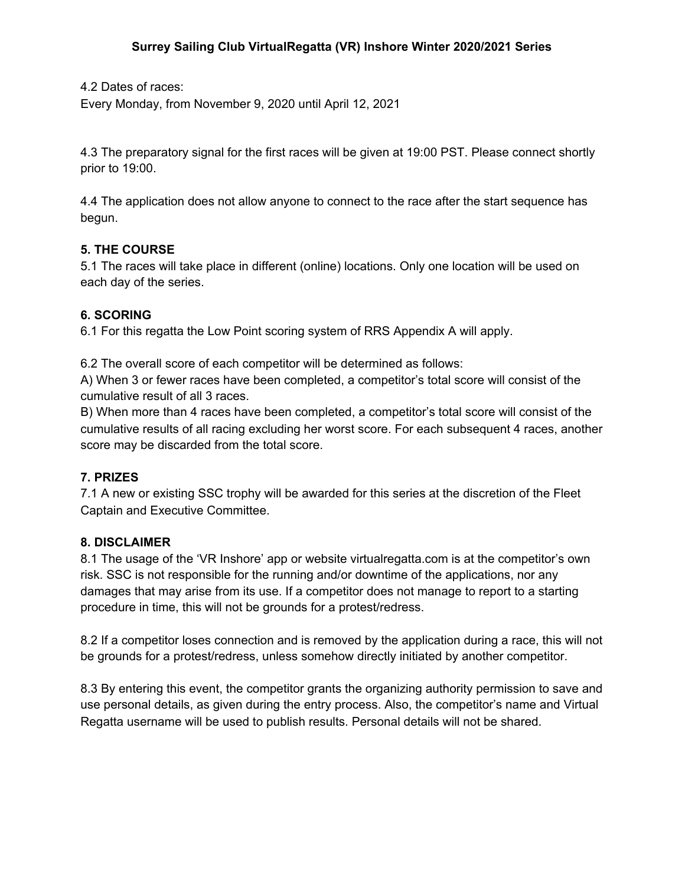4.2 Dates of races:
Every Monday, from November 9, 2020 until April 12, 2021

4.3 The preparatory signal for the first races will be given at 19:00 PST. Please connect shortly prior to 19:00.

4.4 The application does not allow anyone to connect to the race after the start sequence has begun.

## 5. THE COURSE

5.1 The races will take place in different (online) locations. Only one location will be used on each day of the series.

## 6. SCORING

6.1 For this regatta the Low Point scoring system of RRS Appendix A will apply.

6.2 The overall score of each competitor will be determined as follows:
A) When 3 or fewer races have been completed, a competitor's total score will consist of the cumulative result of all 3 races.
B) When more than 4 races have been completed, a competitor's total score will consist of the cumulative results of all racing excluding her worst score. For each subsequent 4 races, another score may be discarded from the total score.

## 7. PRIZES

7.1 A new or existing SSC trophy will be awarded for this series at the discretion of the Fleet Captain and Executive Committee.

## 8. DISCLAIMER

8.1 The usage of the 'VR Inshore' app or website virtualregatta.com is at the competitor's own risk. SSC is not responsible for the running and/or downtime of the applications, nor any damages that may arise from its use. If a competitor does not manage to report to a starting procedure in time, this will not be grounds for a protest/redress.

8.2 If a competitor loses connection and is removed by the application during a race, this will not be grounds for a protest/redress, unless somehow directly initiated by another competitor.

8.3 By entering this event, the competitor grants the organizing authority permission to save and use personal details, as given during the entry process. Also, the competitor's name and Virtual Regatta username will be used to publish results. Personal details will not be shared.